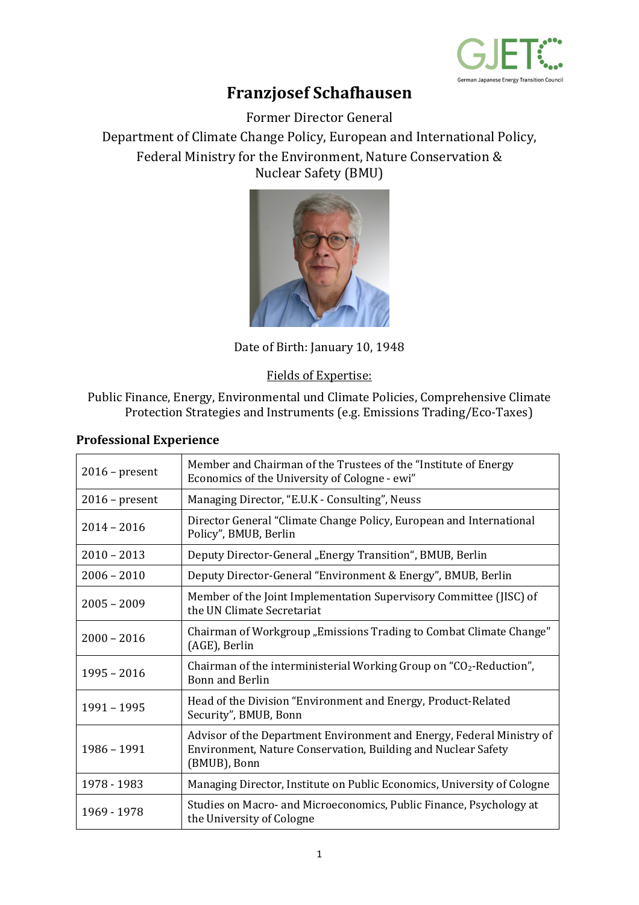# Franzjosef Schafhausen

Former Director General
Department of Climate Change Policy, European and International Policy,
Federal Ministry for the Environment, Nature Conservation &
Nuclear Safety (BMU)

Date of Birth: January 10, 1948

Fields of Expertise:

Public Finance, Energy, Environmental und Climate Policies, Comprehensive Climate Protection Strategies and Instruments (e.g. Emissions Trading/Eco-Taxes)

## Professional Experience

| | |
|---|---|
| 2016 – present | Member and Chairman of the Trustees of the "Institute of Energy Economics of the University of Cologne - ewi" |
| 2016 – present | Managing Director, "E.U.K - Consulting", Neuss |
| 2014 – 2016 | Director General "Climate Change Policy, European and International Policy", BMUB, Berlin |
| 2010 – 2013 | Deputy Director-General „Energy Transition", BMUB, Berlin |
| 2006 – 2010 | Deputy Director-General "Environment & Energy", BMUB, Berlin |
| 2005 – 2009 | Member of the Joint Implementation Supervisory Committee (JISC) of the UN Climate Secretariat |
| 2000 – 2016 | Chairman of Workgroup „Emissions Trading to Combat Climate Change" (AGE), Berlin |
| 1995 – 2016 | Chairman of the interministerial Working Group on "$CO_2$-Reduction", Bonn and Berlin |
| 1991 – 1995 | Head of the Division "Environment and Energy, Product-Related Security", BMUB, Bonn |
| 1986 – 1991 | Advisor of the Department Environment and Energy, Federal Ministry of Environment, Nature Conservation, Building and Nuclear Safety (BMUB), Bonn |
| 1978 - 1983 | Managing Director, Institute on Public Economics, University of Cologne |
| 1969 - 1978 | Studies on Macro- and Microeconomics, Public Finance, Psychology at the University of Cologne |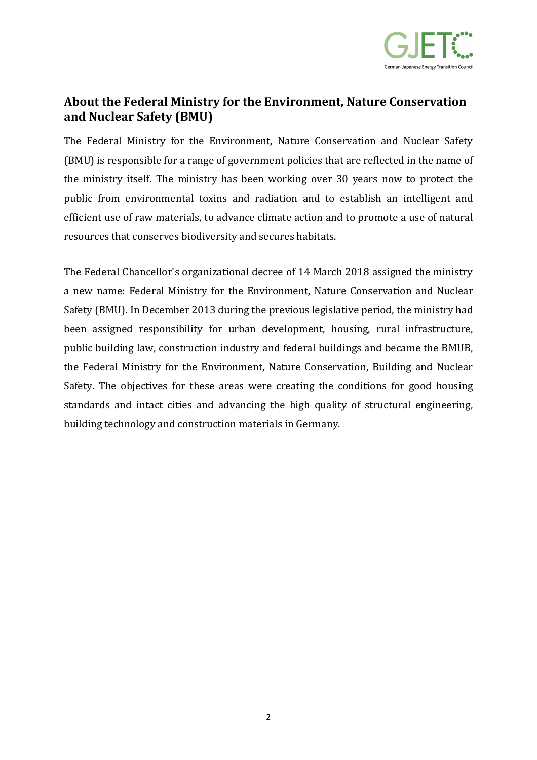## About the Federal Ministry for the Environment, Nature Conservation and Nuclear Safety (BMU)

The Federal Ministry for the Environment, Nature Conservation and Nuclear Safety (BMU) is responsible for a range of government policies that are reflected in the name of the ministry itself. The ministry has been working over 30 years now to protect the public from environmental toxins and radiation and to establish an intelligent and efficient use of raw materials, to advance climate action and to promote a use of natural resources that conserves biodiversity and secures habitats.

The Federal Chancellor's organizational decree of 14 March 2018 assigned the ministry a new name: Federal Ministry for the Environment, Nature Conservation and Nuclear Safety (BMU). In December 2013 during the previous legislative period, the ministry had been assigned responsibility for urban development, housing, rural infrastructure, public building law, construction industry and federal buildings and became the BMUB, the Federal Ministry for the Environment, Nature Conservation, Building and Nuclear Safety. The objectives for these areas were creating the conditions for good housing standards and intact cities and advancing the high quality of structural engineering, building technology and construction materials in Germany.